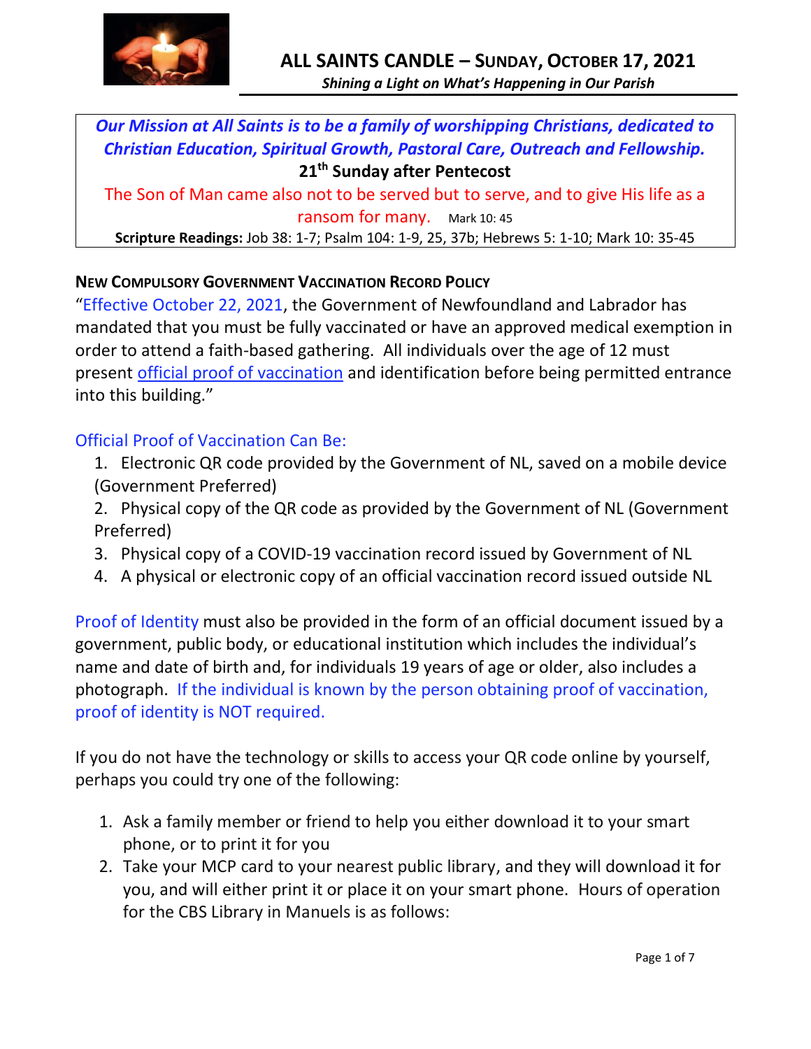# ALL SAINTS CANDLE – SUNDAY, OCTOBER 17, 2021

*Shining a Light on What's Happening in Our Parish*

***Our Mission at All Saints is to be a family of worshipping Christians, dedicated to Christian Education, Spiritual Growth, Pastoral Care, Outreach and Fellowship.***

**21th Sunday after Pentecost**

The Son of Man came also not to be served but to serve, and to give His life as a ransom for many. Mark 10: 45

**Scripture Readings:** Job 38: 1-7; Psalm 104: 1-9, 25, 37b; Hebrews 5: 1-10; Mark 10: 35-45

## NEW COMPULSORY GOVERNMENT VACCINATION RECORD POLICY

"Effective October 22, 2021, the Government of Newfoundland and Labrador has mandated that you must be fully vaccinated or have an approved medical exemption in order to attend a faith-based gathering. All individuals over the age of 12 must present official proof of vaccination and identification before being permitted entrance into this building."

Official Proof of Vaccination Can Be:

1. Electronic QR code provided by the Government of NL, saved on a mobile device (Government Preferred)
2. Physical copy of the QR code as provided by the Government of NL (Government Preferred)
3. Physical copy of a COVID-19 vaccination record issued by Government of NL
4. A physical or electronic copy of an official vaccination record issued outside NL

Proof of Identity must also be provided in the form of an official document issued by a government, public body, or educational institution which includes the individual's name and date of birth and, for individuals 19 years of age or older, also includes a photograph. If the individual is known by the person obtaining proof of vaccination, proof of identity is NOT required.

If you do not have the technology or skills to access your QR code online by yourself, perhaps you could try one of the following:

1. Ask a family member or friend to help you either download it to your smart phone, or to print it for you
2. Take your MCP card to your nearest public library, and they will download it for you, and will either print it or place it on your smart phone. Hours of operation for the CBS Library in Manuels is as follows: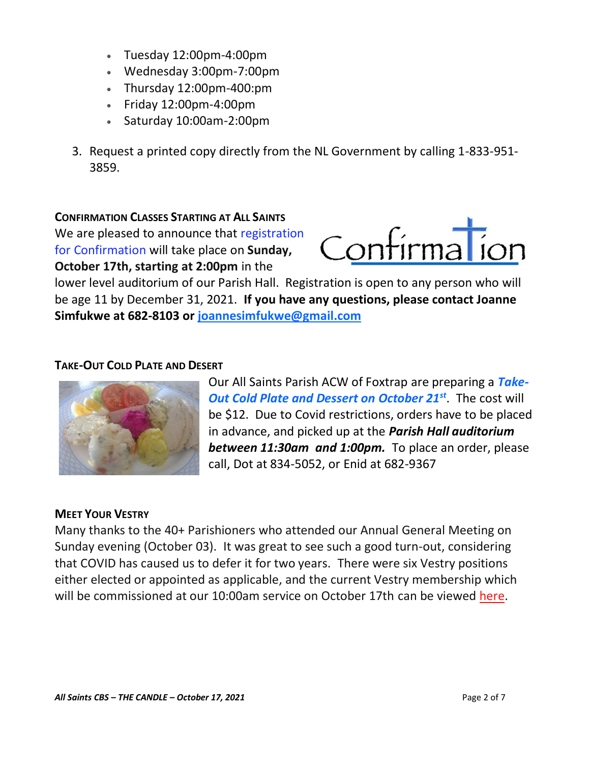- Tuesday 12:00pm-4:00pm
- Wednesday 3:00pm-7:00pm
- Thursday 12:00pm-400:pm
- Friday 12:00pm-4:00pm
- Saturday 10:00am-2:00pm

3. Request a printed copy directly from the NL Government by calling 1-833-951-3859.

**CONFIRMATION CLASSES STARTING AT ALL SAINTS**

We are pleased to announce that registration for Confirmation will take place on **Sunday, October 17th, starting at 2:00pm** in the lower level auditorium of our Parish Hall. Registration is open to any person who will be age 11 by December 31, 2021. **If you have any questions, please contact Joanne Simfukwe at 682-8103 or joannesimfukwe@gmail.com**

**TAKE-OUT COLD PLATE AND DESERT**

Our All Saints Parish ACW of Foxtrap are preparing a ***Take-Out Cold Plate and Dessert on October 21st***. The cost will be $12. Due to Covid restrictions, orders have to be placed in advance, and picked up at the ***Parish Hall auditorium between 11:30am and 1:00pm.*** To place an order, please call, Dot at 834-5052, or Enid at 682-9367

**MEET YOUR VESTRY**

Many thanks to the 40+ Parishioners who attended our Annual General Meeting on Sunday evening (October 03). It was great to see such a good turn-out, considering that COVID has caused us to defer it for two years. There were six Vestry positions either elected or appointed as applicable, and the current Vestry membership which will be commissioned at our 10:00am service on October 17th can be viewed here.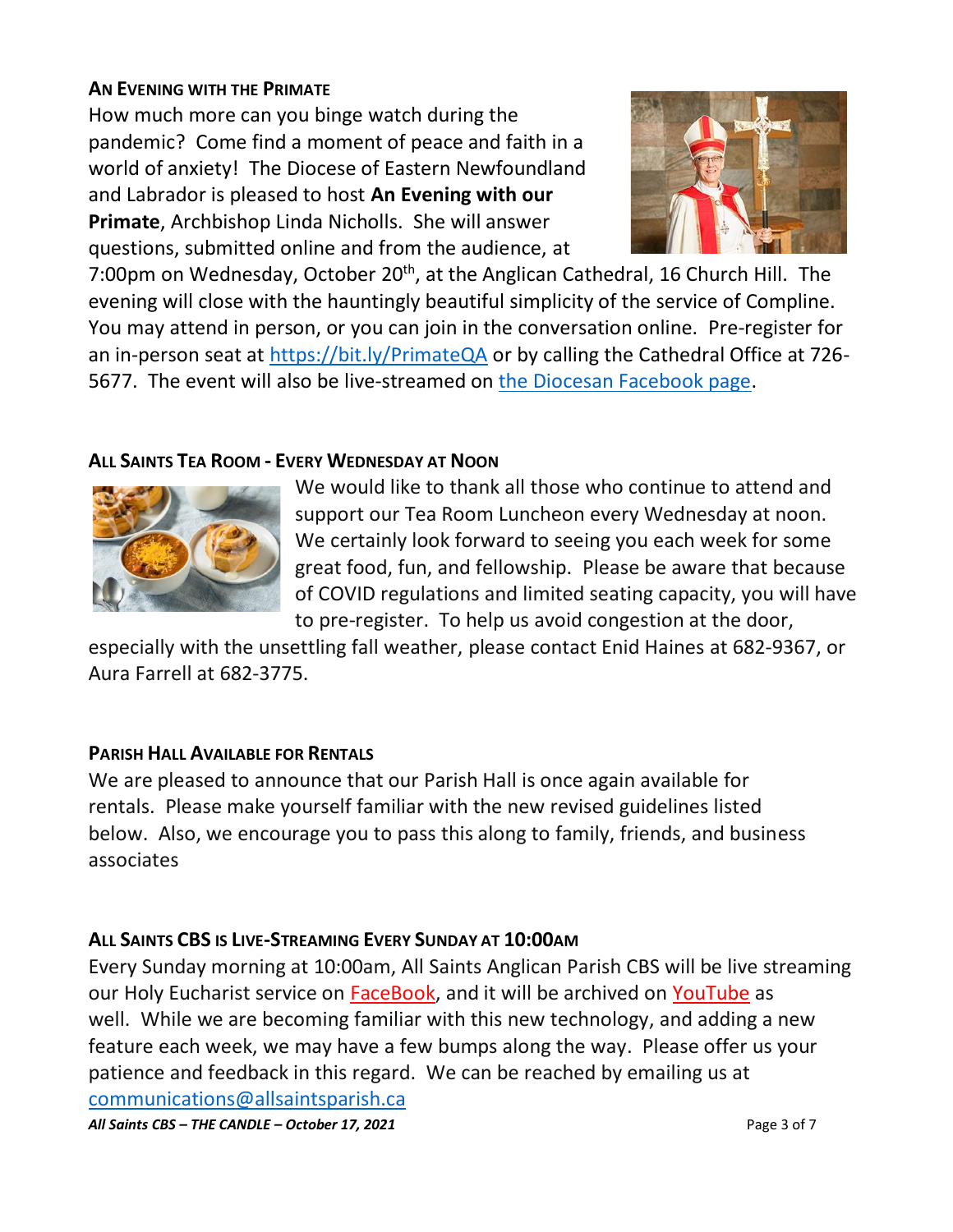### **AN EVENING WITH THE PRIMATE**

How much more can you binge watch during the pandemic? Come find a moment of peace and faith in a world of anxiety! The Diocese of Eastern Newfoundland and Labrador is pleased to host **An Evening with our Primate**, Archbishop Linda Nicholls. She will answer questions, submitted online and from the audience, at 7:00pm on Wednesday, October 20th, at the Anglican Cathedral, 16 Church Hill. The evening will close with the hauntingly beautiful simplicity of the service of Compline. You may attend in person, or you can join in the conversation online. Pre-register for an in-person seat at https://bit.ly/PrimateQA or by calling the Cathedral Office at 726-5677. The event will also be live-streamed on the Diocesan Facebook page.

### **ALL SAINTS TEA ROOM - EVERY WEDNESDAY AT NOON**

We would like to thank all those who continue to attend and support our Tea Room Luncheon every Wednesday at noon. We certainly look forward to seeing you each week for some great food, fun, and fellowship. Please be aware that because of COVID regulations and limited seating capacity, you will have to pre-register. To help us avoid congestion at the door, especially with the unsettling fall weather, please contact Enid Haines at 682-9367, or Aura Farrell at 682-3775.

### **PARISH HALL AVAILABLE FOR RENTALS**

We are pleased to announce that our Parish Hall is once again available for rentals. Please make yourself familiar with the new revised guidelines listed below. Also, we encourage you to pass this along to family, friends, and business associates

### **ALL SAINTS CBS IS LIVE-STREAMING EVERY SUNDAY AT 10:00AM**

Every Sunday morning at 10:00am, All Saints Anglican Parish CBS will be live streaming our Holy Eucharist service on FaceBook, and it will be archived on YouTube as well. While we are becoming familiar with this new technology, and adding a new feature each week, we may have a few bumps along the way. Please offer us your patience and feedback in this regard. We can be reached by emailing us at communications@allsaintsparish.ca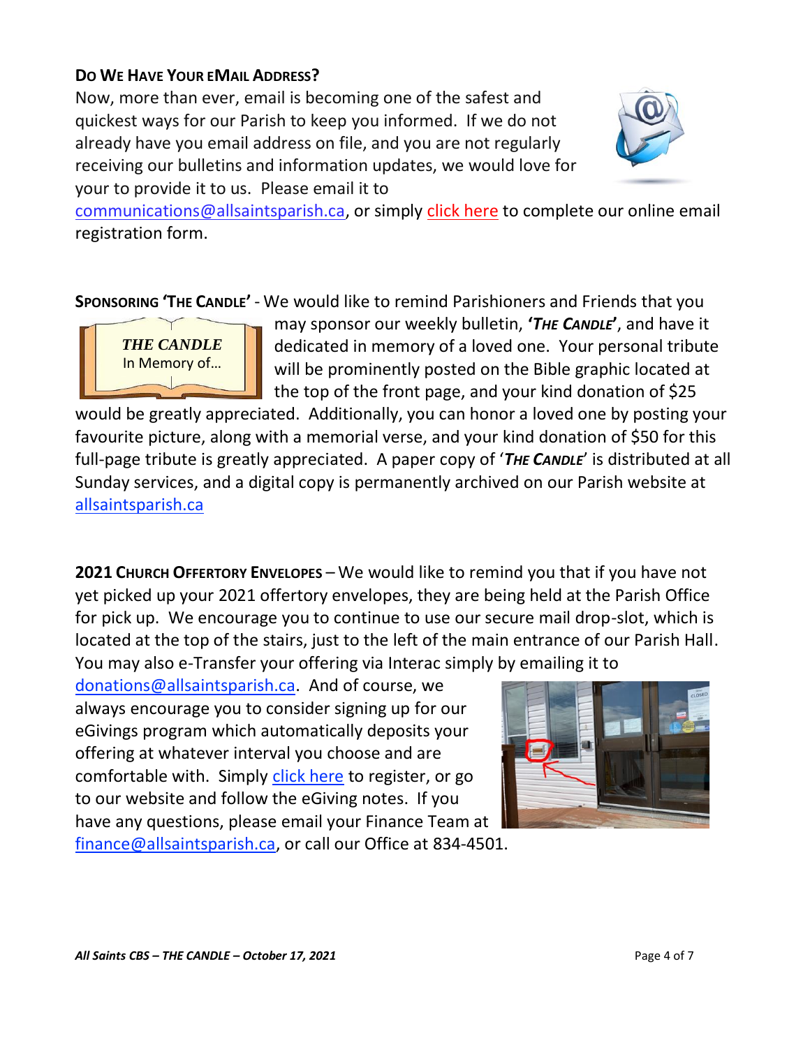**DO WE HAVE YOUR EMAIL ADDRESS?**

Now, more than ever, email is becoming one of the safest and quickest ways for our Parish to keep you informed. If we do not already have you email address on file, and you are not regularly receiving our bulletins and information updates, we would love for your to provide it to us. Please email it to communications@allsaintsparish.ca, or simply click here to complete our online email registration form.

**SPONSORING 'THE CANDLE'** - We would like to remind Parishioners and Friends that you may sponsor our weekly bulletin, ***'THE CANDLE'***, and have it dedicated in memory of a loved one. Your personal tribute will be prominently posted on the Bible graphic located at the top of the front page, and your kind donation of $25 would be greatly appreciated. Additionally, you can honor a loved one by posting your favourite picture, along with a memorial verse, and your kind donation of $50 for this full-page tribute is greatly appreciated. A paper copy of '***THE CANDLE***' is distributed at all Sunday services, and a digital copy is permanently archived on our Parish website at allsaintsparish.ca

**2021 CHURCH OFFERTORY ENVELOPES** – We would like to remind you that if you have not yet picked up your 2021 offertory envelopes, they are being held at the Parish Office for pick up. We encourage you to continue to use our secure mail drop-slot, which is located at the top of the stairs, just to the left of the main entrance of our Parish Hall. You may also e-Transfer your offering via Interac simply by emailing it to donations@allsaintsparish.ca. And of course, we always encourage you to consider signing up for our eGivings program which automatically deposits your offering at whatever interval you choose and are comfortable with. Simply click here to register, or go to our website and follow the eGiving notes. If you have any questions, please email your Finance Team at finance@allsaintsparish.ca, or call our Office at 834-4501.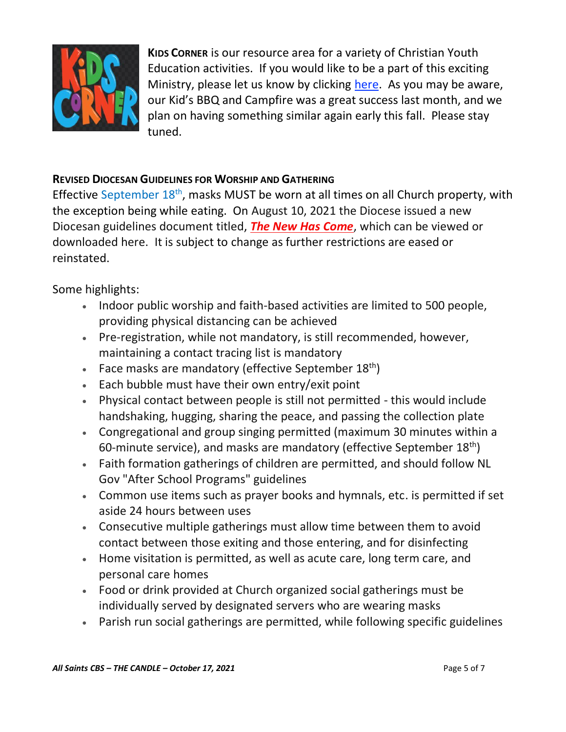**Kids Corner** is our resource area for a variety of Christian Youth Education activities. If you would like to be a part of this exciting Ministry, please let us know by clicking here. As you may be aware, our Kid's BBQ and Campfire was a great success last month, and we plan on having something similar again early this fall. Please stay tuned.

## Revised Diocesan Guidelines for Worship and Gathering

Effective September 18th, masks MUST be worn at all times on all Church property, with the exception being while eating. On August 10, 2021 the Diocese issued a new Diocesan guidelines document titled, ***The New Has Come***, which can be viewed or downloaded here. It is subject to change as further restrictions are eased or reinstated.

Some highlights:

- Indoor public worship and faith-based activities are limited to 500 people, providing physical distancing can be achieved
- Pre-registration, while not mandatory, is still recommended, however, maintaining a contact tracing list is mandatory
- Face masks are mandatory (effective September 18th)
- Each bubble must have their own entry/exit point
- Physical contact between people is still not permitted - this would include handshaking, hugging, sharing the peace, and passing the collection plate
- Congregational and group singing permitted (maximum 30 minutes within a 60-minute service), and masks are mandatory (effective September 18th)
- Faith formation gatherings of children are permitted, and should follow NL Gov "After School Programs" guidelines
- Common use items such as prayer books and hymnals, etc. is permitted if set aside 24 hours between uses
- Consecutive multiple gatherings must allow time between them to avoid contact between those exiting and those entering, and for disinfecting
- Home visitation is permitted, as well as acute care, long term care, and personal care homes
- Food or drink provided at Church organized social gatherings must be individually served by designated servers who are wearing masks
- Parish run social gatherings are permitted, while following specific guidelines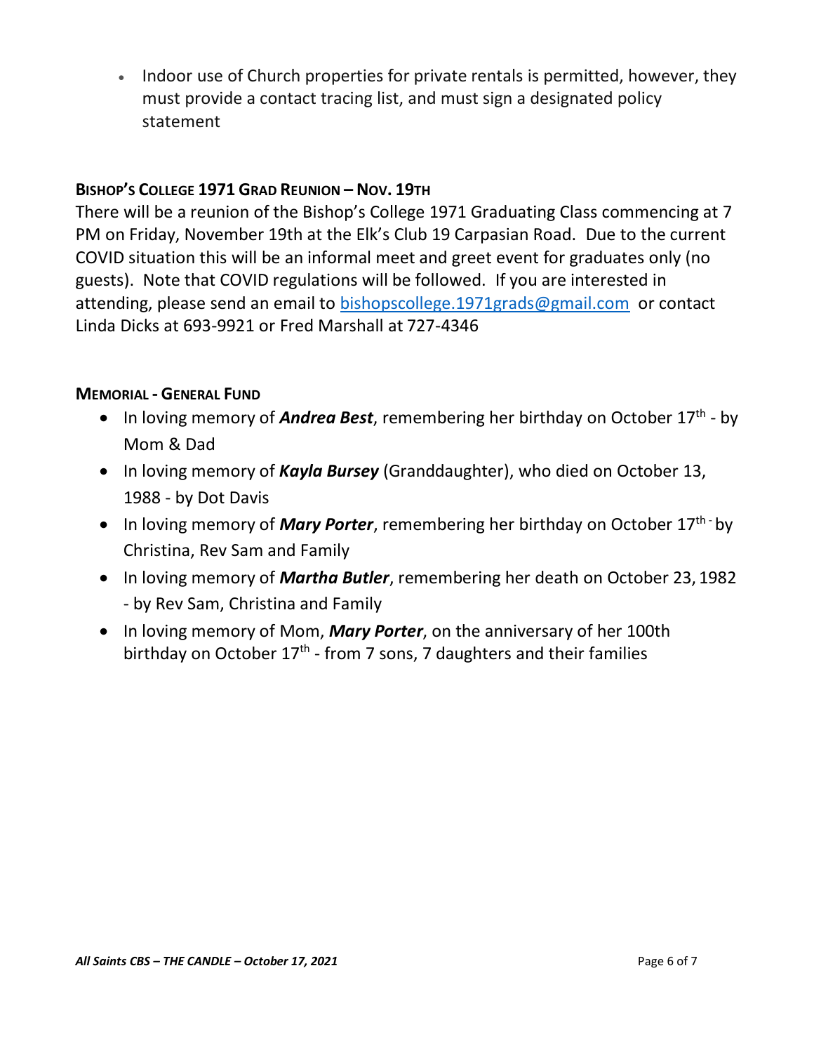- Indoor use of Church properties for private rentals is permitted, however, they must provide a contact tracing list, and must sign a designated policy statement

**BISHOP'S COLLEGE 1971 GRAD REUNION – NOV. 19TH**

There will be a reunion of the Bishop's College 1971 Graduating Class commencing at 7 PM on Friday, November 19th at the Elk's Club 19 Carpasian Road. Due to the current COVID situation this will be an informal meet and greet event for graduates only (no guests). Note that COVID regulations will be followed. If you are interested in attending, please send an email to bishopscollege.1971grads@gmail.com or contact Linda Dicks at 693-9921 or Fred Marshall at 727-4346

**MEMORIAL - GENERAL FUND**

- In loving memory of ***Andrea Best***, remembering her birthday on October 17th - by Mom & Dad
- In loving memory of ***Kayla Bursey*** (Granddaughter), who died on October 13, 1988 - by Dot Davis
- In loving memory of ***Mary Porter***, remembering her birthday on October 17th - by Christina, Rev Sam and Family
- In loving memory of ***Martha Butler***, remembering her death on October 23, 1982 - by Rev Sam, Christina and Family
- In loving memory of Mom, ***Mary Porter***, on the anniversary of her 100th birthday on October 17th - from 7 sons, 7 daughters and their families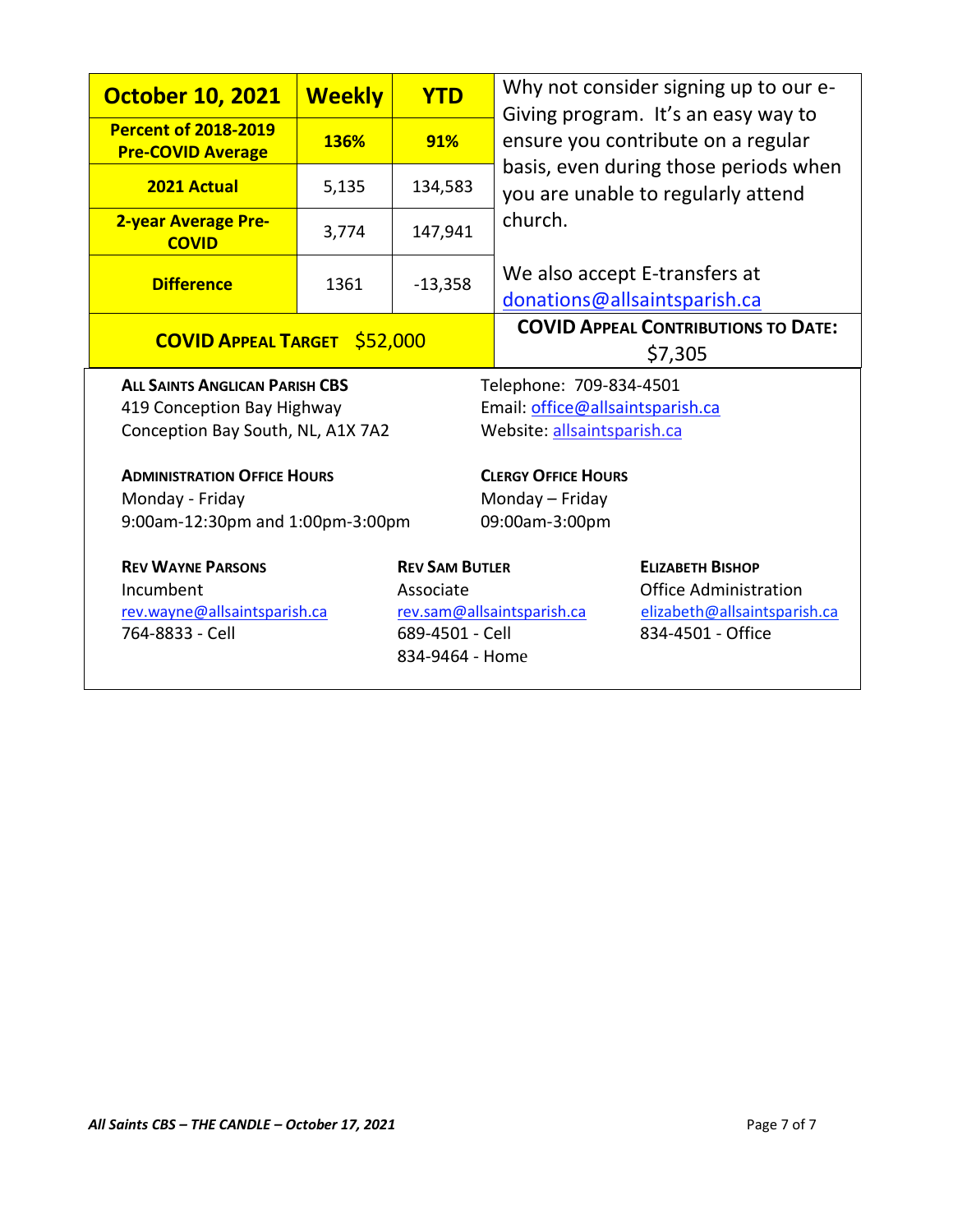| October 10, 2021 | Weekly | YTD |
|---|---|---|
| Percent of 2018-2019 Pre-COVID Average | 136% | 91% |
| 2021 Actual | 5,135 | 134,583 |
| 2-year Average Pre-COVID | 3,774 | 147,941 |
| Difference | 1361 | -13,358 |

**COVID APPEAL TARGET** $52,000

Why not consider signing up to our e-Giving program. It's an easy way to ensure you contribute on a regular basis, even during those periods when you are unable to regularly attend church.

We also accept E-transfers at donations@allsaintsparish.ca

**COVID APPEAL CONTRIBUTIONS TO DATE:** $7,305

**ALL SAINTS ANGLICAN PARISH CBS**
419 Conception Bay Highway
Conception Bay South, NL, A1X 7A2

Telephone: 709-834-4501
Email: office@allsaintsparish.ca
Website: allsaintsparish.ca

**ADMINISTRATION OFFICE HOURS**
Monday - Friday
9:00am-12:30pm and 1:00pm-3:00pm

**CLERGY OFFICE HOURS**
Monday – Friday
09:00am-3:00pm

**REV WAYNE PARSONS**
Incumbent
rev.wayne@allsaintsparish.ca
764-8833 - Cell

**REV SAM BUTLER**
Associate
rev.sam@allsaintsparish.ca
689-4501 - Cell
834-9464 - Home

**ELIZABETH BISHOP**
Office Administration
elizabeth@allsaintsparish.ca
834-4501 - Office